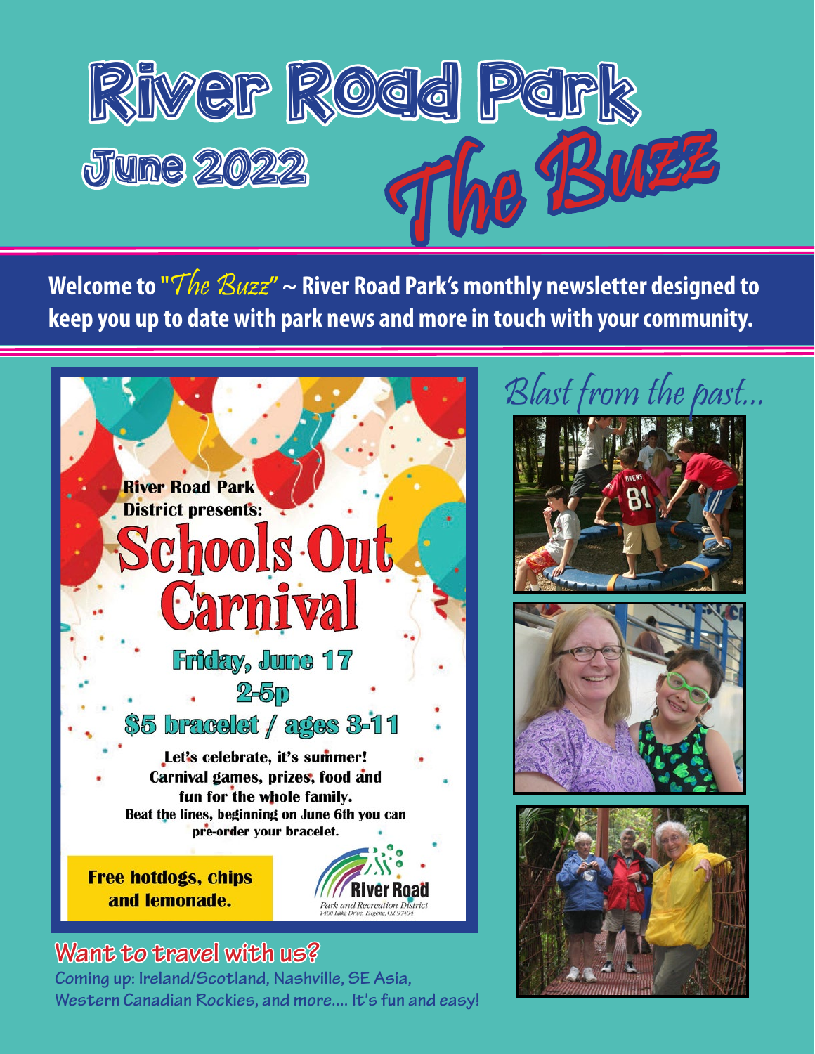# River Road Park

## June 2022

# The Buzz

**Welcome to "*The Buzz*" ~ River Road Park's monthly newsletter designed to keep you up to date with park news and more in touch with your community.**

River Road Park District presents:

## Schools Out Carnival

**Friday, June 17**

**2-5p**

**$5 bracelet / ages 3-11**

**Let's celebrate, it's summer! Carnival games, prizes, food and fun for the whole family.**

**Beat the lines, beginning on June 6th you can pre-order your bracelet.**

**Free hotdogs, chips and lemonade.**

River Road Park and Recreation District
1400 Lake Drive, Eugene, OR 97404

## Blast from the past...

## Want to travel with us?

**Coming up: Ireland/Scotland, Nashville, SE Asia, Western Canadian Rockies, and more.... It's fun and easy!**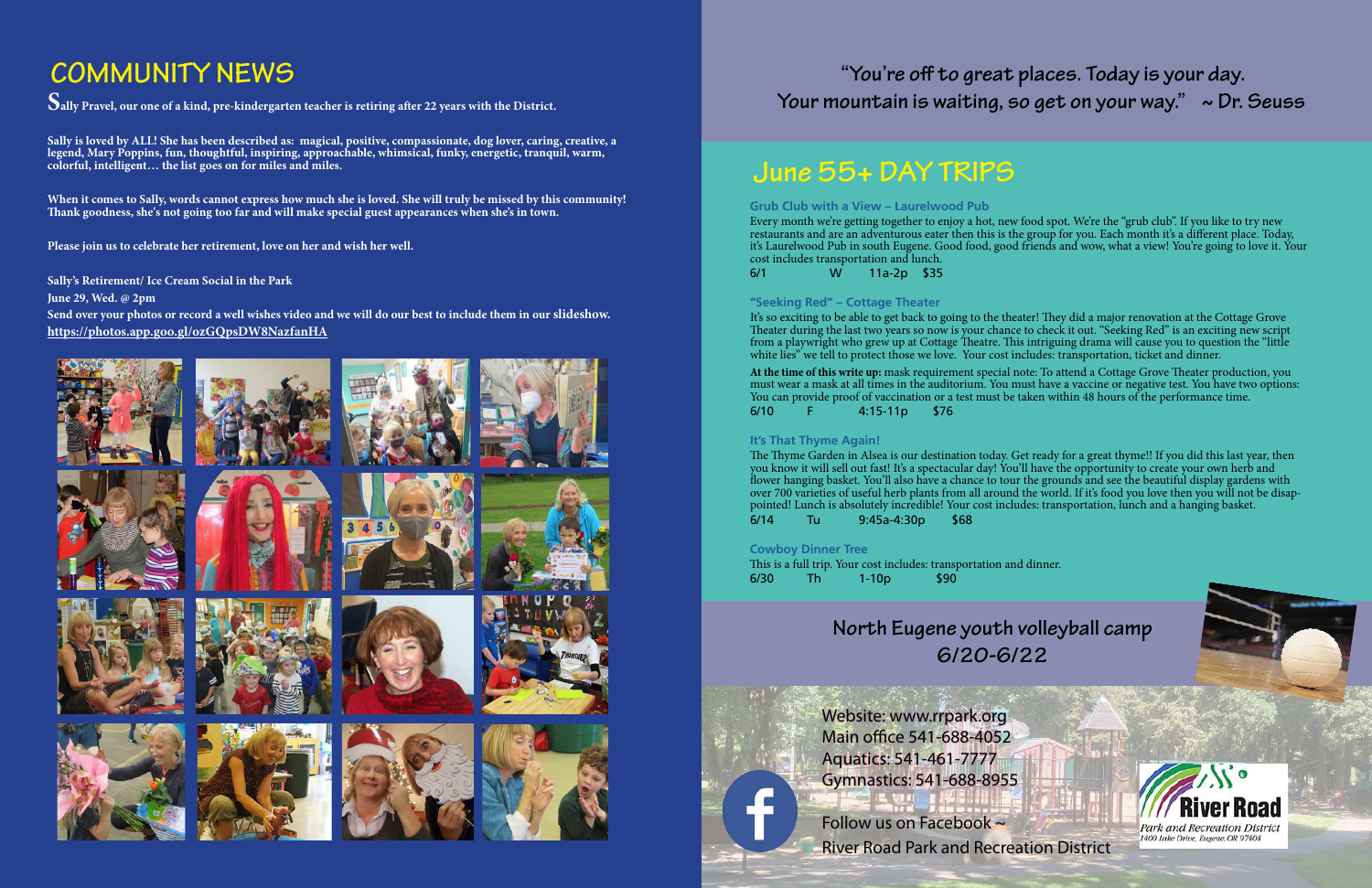# COMMUNITY NEWS

**Sally Pravel, our one of a kind, pre-kindergarten teacher is retiring after 22 years with the District.**

**Sally is loved by ALL! She has been described as: magical, positive, compassionate, dog lover, caring, creative, a legend, Mary Poppins, fun, thoughtful, inspiring, approachable, whimsical, funky, energetic, tranquil, warm, colorful, intelligent… the list goes on for miles and miles.**

**When it comes to Sally, words cannot express how much she is loved. She will truly be missed by this community! Thank goodness, she's not going too far and will make special guest appearances when she's in town.**

**Please join us to celebrate her retirement, love on her and wish her well.**

**Sally's Retirement/ Ice Cream Social in the Park**

**June 29, Wed. @ 2pm**

**Send over your photos or record a well wishes video and we will do our best to include them in our slideshow.**

**https://photos.app.goo.gl/ozGQpsDW8NazfanHA**

"You're off to great places. Today is your day.
Your mountain is waiting, so get on your way." ~ Dr. Seuss

# June 55+ DAY TRIPS

### Grub Club with a View – Laurelwood Pub

Every month we're getting together to enjoy a hot, new food spot. We're the "grub club". If you like to try new restaurants and are an adventurous eater then this is the group for you. Each month it's a different place. Today, it's Laurelwood Pub in south Eugene. Good food, good friends and wow, what a view! You're going to love it. Your cost includes transportation and lunch.

6/1 W 11a-2p $35

### "Seeking Red" – Cottage Theater

It's so exciting to be able to get back to going to the theater! They did a major renovation at the Cottage Grove Theater during the last two years so now is your chance to check it out. "Seeking Red" is an exciting new script from a playwright who grew up at Cottage Theatre. This intriguing drama will cause you to question the "little white lies" we tell to protect those we love. Your cost includes: transportation, ticket and dinner.

**At the time of this write up:** mask requirement special note: To attend a Cottage Grove Theater production, you must wear a mask at all times in the auditorium. You must have a vaccine or negative test. You have two options: You can provide proof of vaccination or a test must be taken within 48 hours of the performance time.

6/10 F 4:15-11p $76

### It's That Thyme Again!

The Thyme Garden in Alsea is our destination today. Get ready for a great thyme!! If you did this last year, then you know it will sell out fast! It's a spectacular day! You'll have the opportunity to create your own herb and flower hanging basket. You'll also have a chance to tour the grounds and see the beautiful display gardens with over 700 varieties of useful herb plants from all around the world. If it's food you love then you will not be disappointed! Lunch is absolutely incredible! Your cost includes: transportation, lunch and a hanging basket.

6/14 Tu 9:45a-4:30p $68

### Cowboy Dinner Tree

This is a full trip. Your cost includes: transportation and dinner.

6/30 Th 1-10p $90

## North Eugene youth volleyball camp
## 6/20-6/22

Website: www.rrpark.org
Main office 541-688-4052
Aquatics: 541-461-7777
Gymnastics: 541-688-8955

Follow us on Facebook ~
River Road Park and Recreation District

River Road Park and Recreation District
1400 Lake Drive, Eugene, OR 97404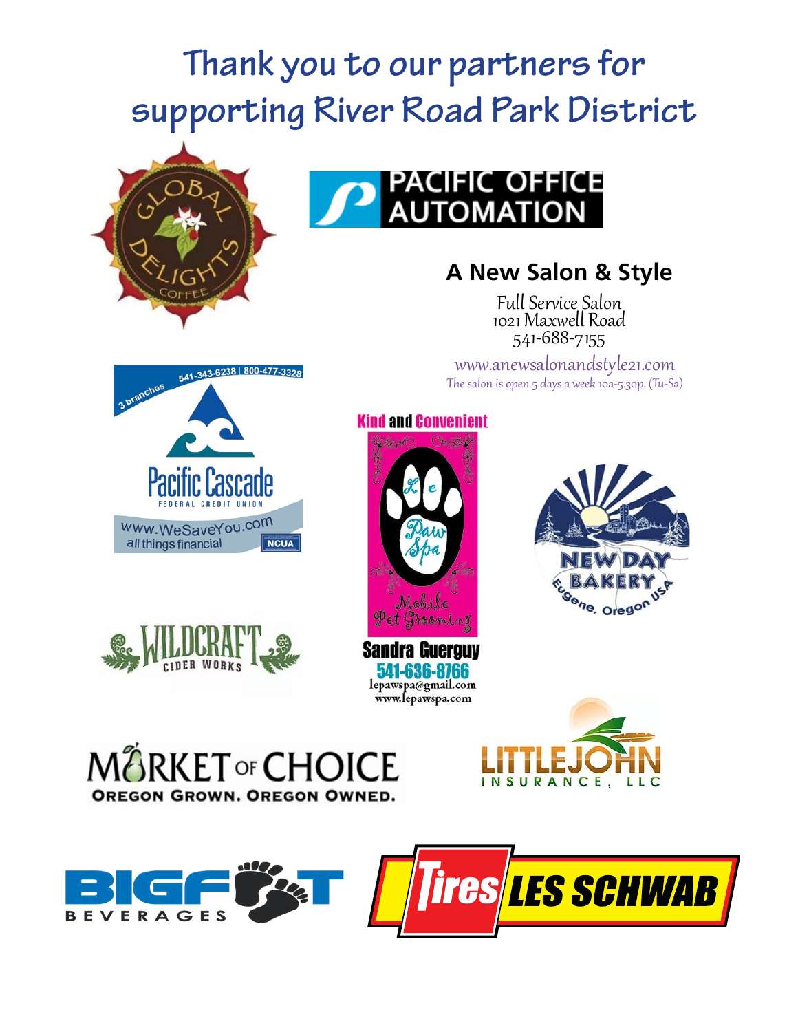# Thank you to our partners for supporting River Road Park District

GLOBAL DELIGHTS COFFEE

PACIFIC OFFICE AUTOMATION

**A New Salon & Style**

Full Service Salon
1021 Maxwell Road
541-688-7155

www.anewsalonandstyle21.com

The salon is open 5 days a week 10a-5:30p. (Tu-Sa)

3 branches 541-343-6238 | 800-477-3328

Pacific Cascade
FEDERAL CREDIT UNION

www.WeSaveYou.com
all things financial
NCUA

Kind and Convenient

Le Paw Spa
Mobile Pet Grooming

Sandra Guerguy
541-636-8766
lepawspa@gmail.com
www.lepawspa.com

NEW DAY BAKERY
Eugene, Oregon USA

WILDCRAFT CIDER WORKS

MARKET OF CHOICE
OREGON GROWN. OREGON OWNED.

LITTLEJOHN INSURANCE, LLC

BIGFOOT BEVERAGES

Tires LES SCHWAB